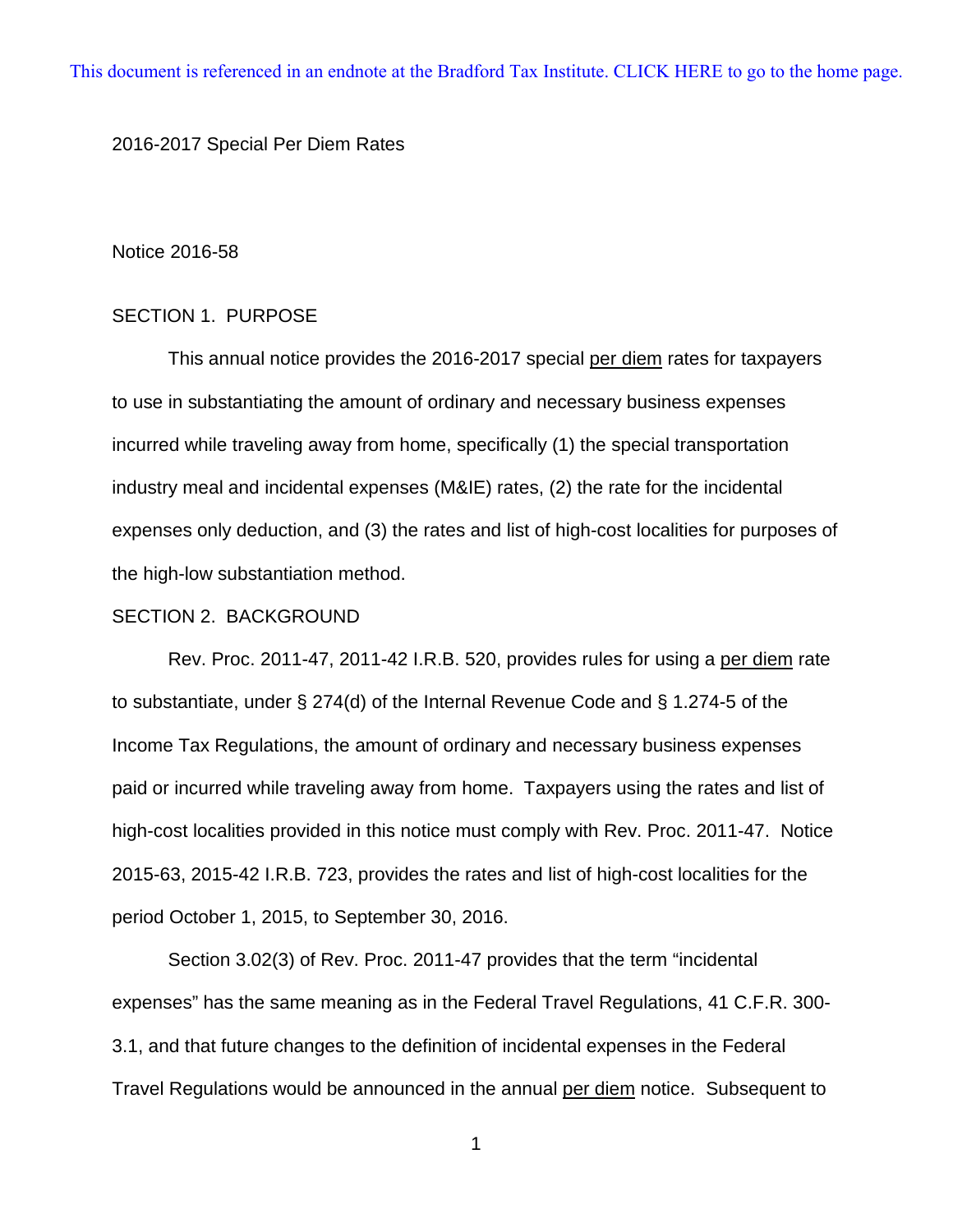This document is referenced in an endnote at the Bradford Tax Institute. CLICK HERE to go to the home page.

2016-2017 Special Per Diem Rates

Notice 2016-58

## SECTION 1. PURPOSE

This annual notice provides the 2016-2017 special per diem rates for taxpayers to use in substantiating the amount of ordinary and necessary business expenses incurred while traveling away from home, specifically (1) the special transportation industry meal and incidental expenses (M&IE) rates, (2) the rate for the incidental expenses only deduction, and (3) the rates and list of high-cost localities for purposes of the high-low substantiation method.

## SECTION 2. BACKGROUND

Rev. Proc. 2011-47, 2011-42 I.R.B. 520, provides rules for using a per diem rate to substantiate, under § 274(d) of the Internal Revenue Code and § 1.274-5 of the Income Tax Regulations, the amount of ordinary and necessary business expenses paid or incurred while traveling away from home. Taxpayers using the rates and list of high-cost localities provided in this notice must comply with Rev. Proc. 2011-47. Notice 2015-63, 2015-42 I.R.B. 723, provides the rates and list of high-cost localities for the period October 1, 2015, to September 30, 2016.

Section 3.02(3) of Rev. Proc. 2011-47 provides that the term "incidental expenses" has the same meaning as in the Federal Travel Regulations, 41 C.F.R. 300-3.1, and that future changes to the definition of incidental expenses in the Federal Travel Regulations would be announced in the annual per diem notice. Subsequent to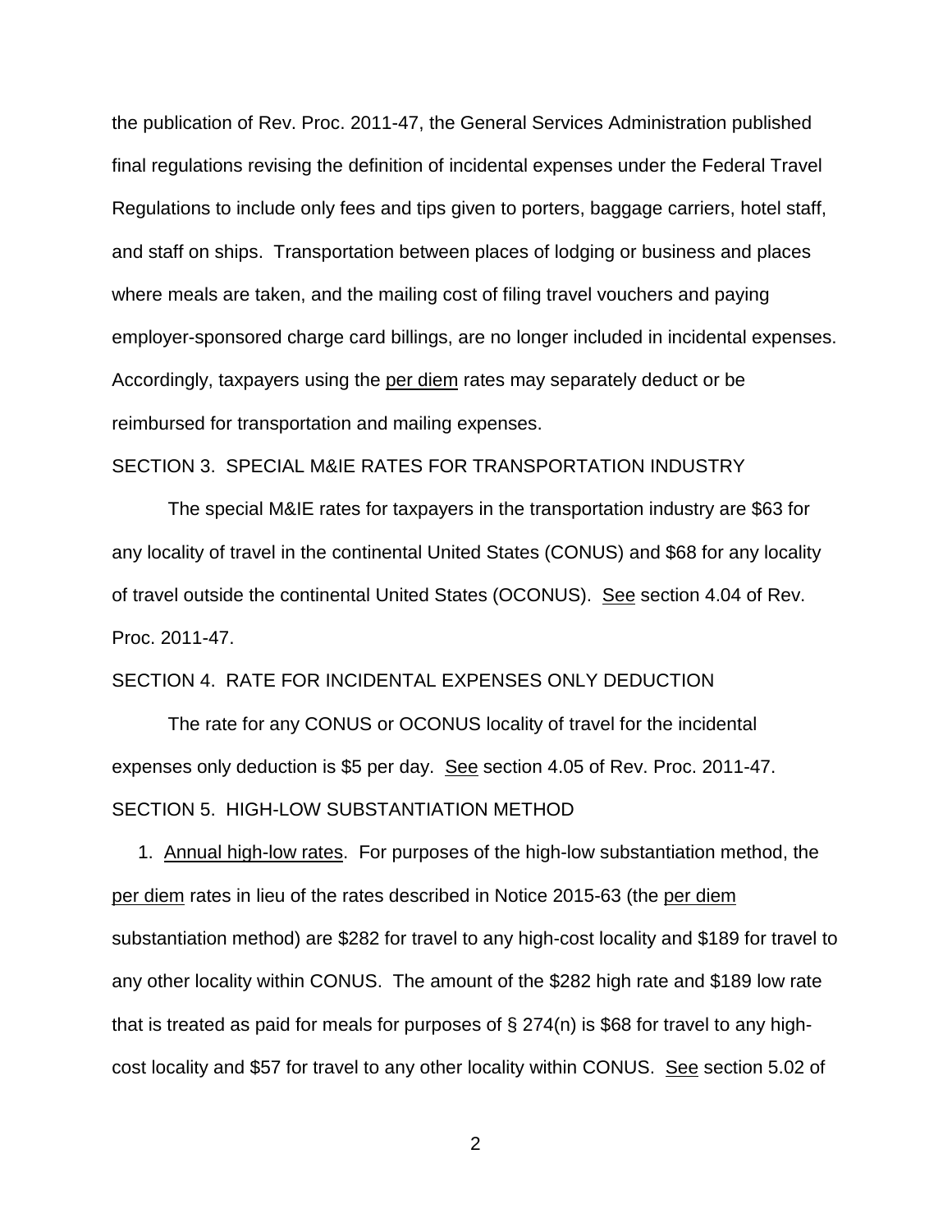the publication of Rev. Proc. 2011-47, the General Services Administration published final regulations revising the definition of incidental expenses under the Federal Travel Regulations to include only fees and tips given to porters, baggage carriers, hotel staff, and staff on ships. Transportation between places of lodging or business and places where meals are taken, and the mailing cost of filing travel vouchers and paying employer-sponsored charge card billings, are no longer included in incidental expenses. Accordingly, taxpayers using the per diem rates may separately deduct or be reimbursed for transportation and mailing expenses.

SECTION 3. SPECIAL M&IE RATES FOR TRANSPORTATION INDUSTRY

The special M&IE rates for taxpayers in the transportation industry are $63 for any locality of travel in the continental United States (CONUS) and $68 for any locality of travel outside the continental United States (OCONUS). See section 4.04 of Rev. Proc. 2011-47.

SECTION 4. RATE FOR INCIDENTAL EXPENSES ONLY DEDUCTION

The rate for any CONUS or OCONUS locality of travel for the incidental expenses only deduction is $5 per day. See section 4.05 of Rev. Proc. 2011-47.

SECTION 5. HIGH-LOW SUBSTANTIATION METHOD

1. Annual high-low rates. For purposes of the high-low substantiation method, the per diem rates in lieu of the rates described in Notice 2015-63 (the per diem substantiation method) are $282 for travel to any high-cost locality and $189 for travel to any other locality within CONUS. The amount of the $282 high rate and $189 low rate that is treated as paid for meals for purposes of § 274(n) is $68 for travel to any high-cost locality and $57 for travel to any other locality within CONUS. See section 5.02 of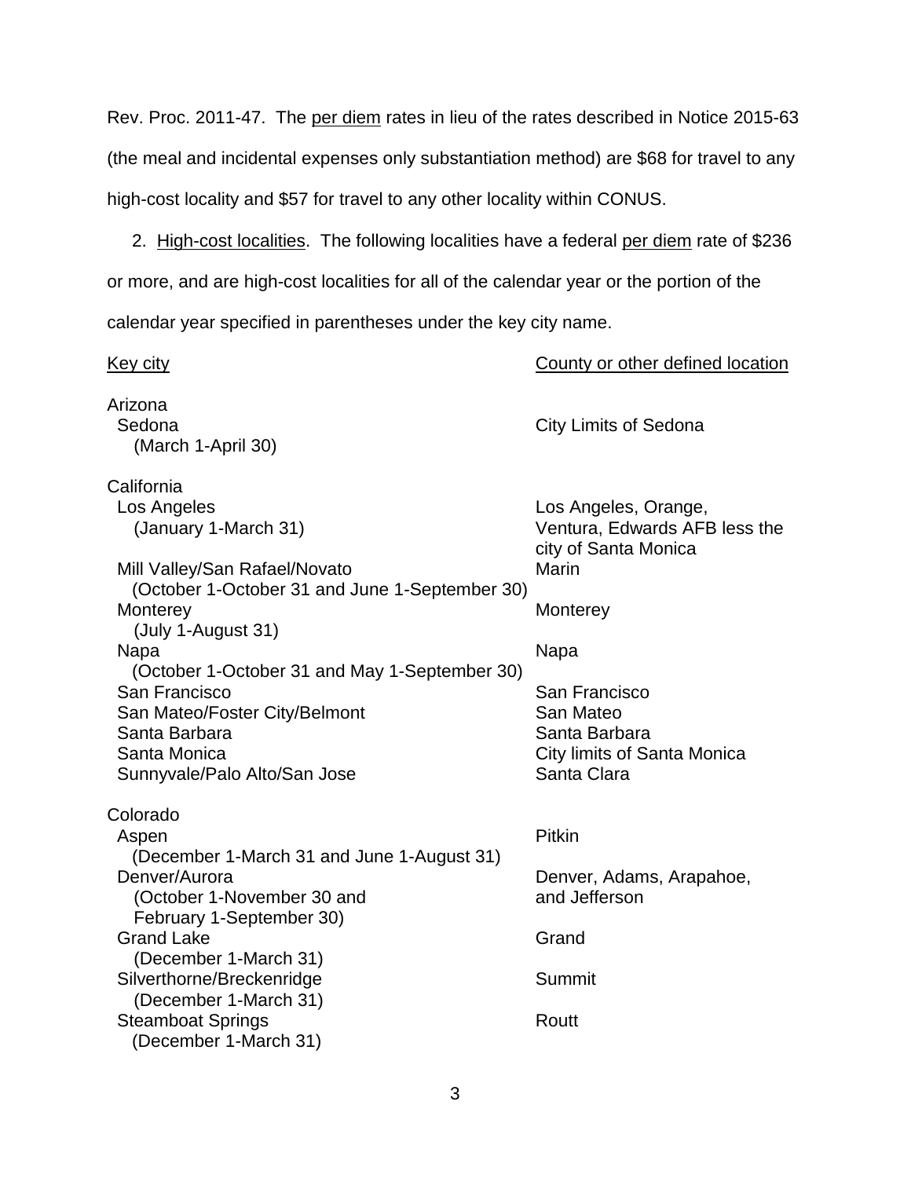Rev. Proc. 2011-47. The per diem rates in lieu of the rates described in Notice 2015-63 (the meal and incidental expenses only substantiation method) are $68 for travel to any high-cost locality and $57 for travel to any other locality within CONUS.

2. High-cost localities. The following localities have a federal per diem rate of $236 or more, and are high-cost localities for all of the calendar year or the portion of the calendar year specified in parentheses under the key city name.

| Key city | County or other defined location |
|---|---|
| **Arizona** | |
| Sedona (March 1-April 30) | City Limits of Sedona |
| **California** | |
| Los Angeles (January 1-March 31) | Los Angeles, Orange, Ventura, Edwards AFB less the city of Santa Monica |
| Mill Valley/San Rafael/Novato (October 1-October 31 and June 1-September 30) | Marin |
| Monterey (July 1-August 31) | Monterey |
| Napa (October 1-October 31 and May 1-September 30) | Napa |
| San Francisco | San Francisco |
| San Mateo/Foster City/Belmont | San Mateo |
| Santa Barbara | Santa Barbara |
| Santa Monica | City limits of Santa Monica |
| Sunnyvale/Palo Alto/San Jose | Santa Clara |
| **Colorado** | |
| Aspen (December 1-March 31 and June 1-August 31) | Pitkin |
| Denver/Aurora (October 1-November 30 and February 1-September 30) | Denver, Adams, Arapahoe, and Jefferson |
| Grand Lake (December 1-March 31) | Grand |
| Silverthorne/Breckenridge (December 1-March 31) | Summit |
| Steamboat Springs (December 1-March 31) | Routt |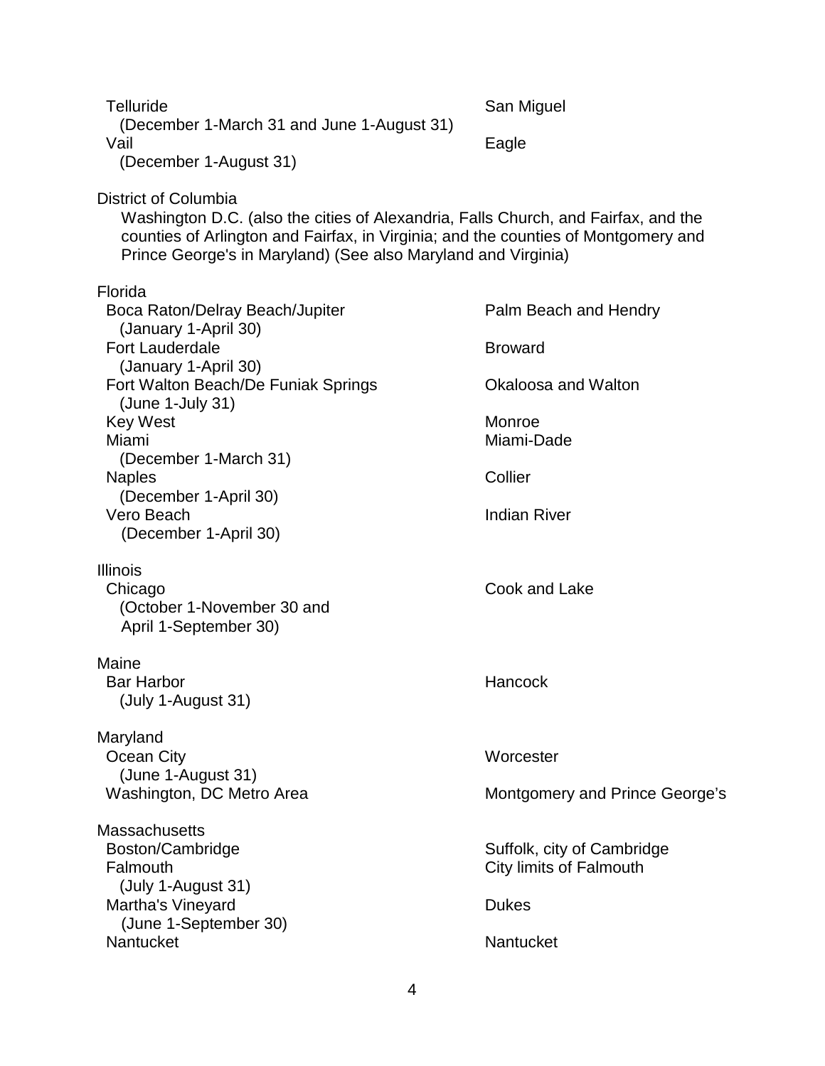| | |
|---|---|
| Telluride<br>(December 1-March 31 and June 1-August 31) | San Miguel |
| Vail<br>(December 1-August 31) | Eagle |

District of Columbia

Washington D.C. (also the cities of Alexandria, Falls Church, and Fairfax, and the counties of Arlington and Fairfax, in Virginia; and the counties of Montgomery and Prince George's in Maryland) (See also Maryland and Virginia)

Florida

| | |
|---|---|
| Boca Raton/Delray Beach/Jupiter<br>(January 1-April 30) | Palm Beach and Hendry |
| Fort Lauderdale<br>(January 1-April 30) | Broward |
| Fort Walton Beach/De Funiak Springs<br>(June 1-July 31) | Okaloosa and Walton |
| Key West | Monroe |
| Miami<br>(December 1-March 31) | Miami-Dade |
| Naples<br>(December 1-April 30) | Collier |
| Vero Beach<br>(December 1-April 30) | Indian River |

Illinois

| | |
|---|---|
| Chicago<br>(October 1-November 30 and April 1-September 30) | Cook and Lake |

Maine

| | |
|---|---|
| Bar Harbor<br>(July 1-August 31) | Hancock |

Maryland

| | |
|---|---|
| Ocean City<br>(June 1-August 31) | Worcester |
| Washington, DC Metro Area | Montgomery and Prince George's |

Massachusetts

| | |
|---|---|
| Boston/Cambridge | Suffolk, city of Cambridge |
| Falmouth<br>(July 1-August 31) | City limits of Falmouth |
| Martha's Vineyard<br>(June 1-September 30) | Dukes |
| Nantucket | Nantucket |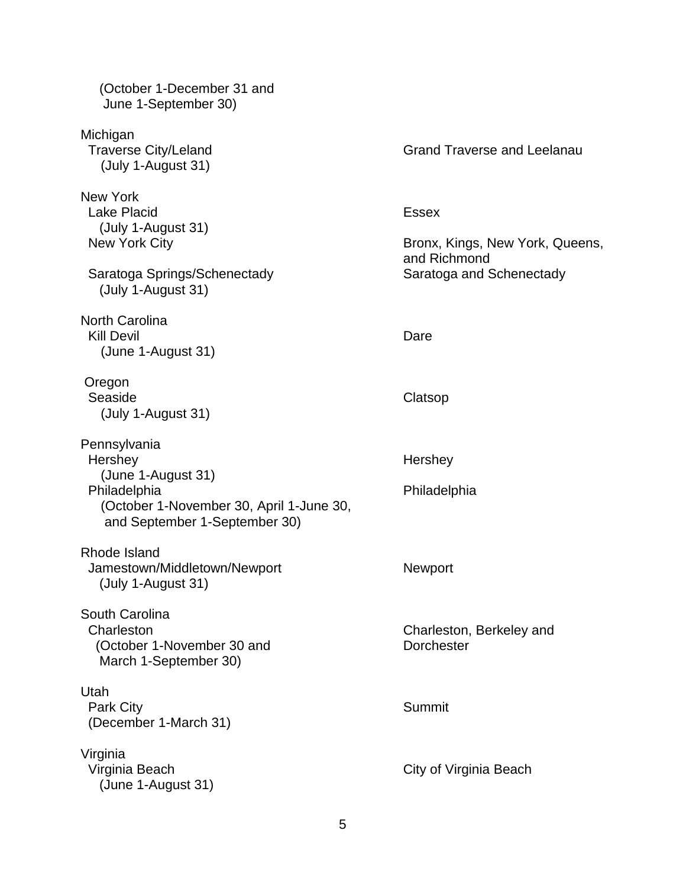| | |
|---|---|
| (October 1-December 31 and June 1-September 30) | |
| **Michigan** | |
| Traverse City/Leland (July 1-August 31) | Grand Traverse and Leelanau |
| **New York** | |
| Lake Placid (July 1-August 31) | Essex |
| New York City | Bronx, Kings, New York, Queens, and Richmond |
| Saratoga Springs/Schenectady (July 1-August 31) | Saratoga and Schenectady |
| **North Carolina** | |
| Kill Devil (June 1-August 31) | Dare |
| **Oregon** | |
| Seaside (July 1-August 31) | Clatsop |
| **Pennsylvania** | |
| Hershey (June 1-August 31) | Hershey |
| Philadelphia (October 1-November 30, April 1-June 30, and September 1-September 30) | Philadelphia |
| **Rhode Island** | |
| Jamestown/Middletown/Newport (July 1-August 31) | Newport |
| **South Carolina** | |
| Charleston (October 1-November 30 and March 1-September 30) | Charleston, Berkeley and Dorchester |
| **Utah** | |
| Park City (December 1-March 31) | Summit |
| **Virginia** | |
| Virginia Beach (June 1-August 31) | City of Virginia Beach |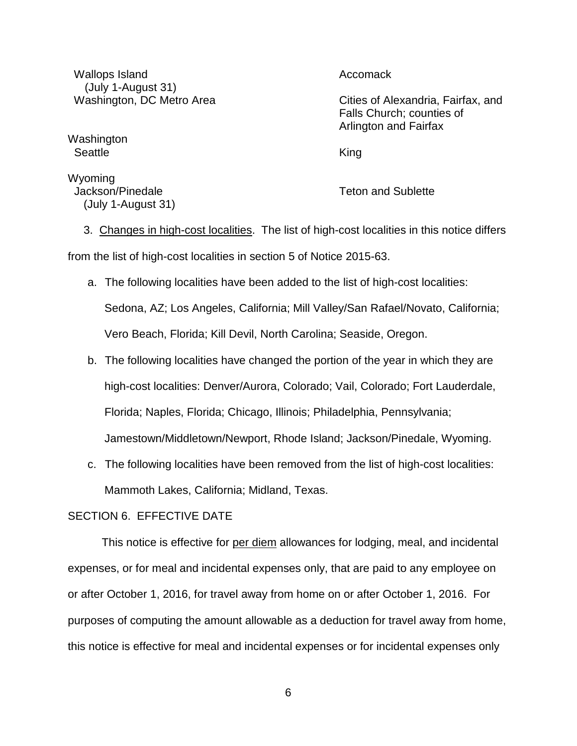| | |
|---|---|
| Wallops Island (July 1-August 31) | Accomack |
| Washington, DC Metro Area | Cities of Alexandria, Fairfax, and Falls Church; counties of Arlington and Fairfax |
| **Washington** | |
| Seattle | King |
| **Wyoming** | |
| Jackson/Pinedale (July 1-August 31) | Teton and Sublette |

3. Changes in high-cost localities. The list of high-cost localities in this notice differs from the list of high-cost localities in section 5 of Notice 2015-63.

a. The following localities have been added to the list of high-cost localities: Sedona, AZ; Los Angeles, California; Mill Valley/San Rafael/Novato, California; Vero Beach, Florida; Kill Devil, North Carolina; Seaside, Oregon.

b. The following localities have changed the portion of the year in which they are high-cost localities: Denver/Aurora, Colorado; Vail, Colorado; Fort Lauderdale, Florida; Naples, Florida; Chicago, Illinois; Philadelphia, Pennsylvania; Jamestown/Middletown/Newport, Rhode Island; Jackson/Pinedale, Wyoming.

c. The following localities have been removed from the list of high-cost localities: Mammoth Lakes, California; Midland, Texas.

## SECTION 6. EFFECTIVE DATE

This notice is effective for per diem allowances for lodging, meal, and incidental expenses, or for meal and incidental expenses only, that are paid to any employee on or after October 1, 2016, for travel away from home on or after October 1, 2016. For purposes of computing the amount allowable as a deduction for travel away from home, this notice is effective for meal and incidental expenses or for incidental expenses only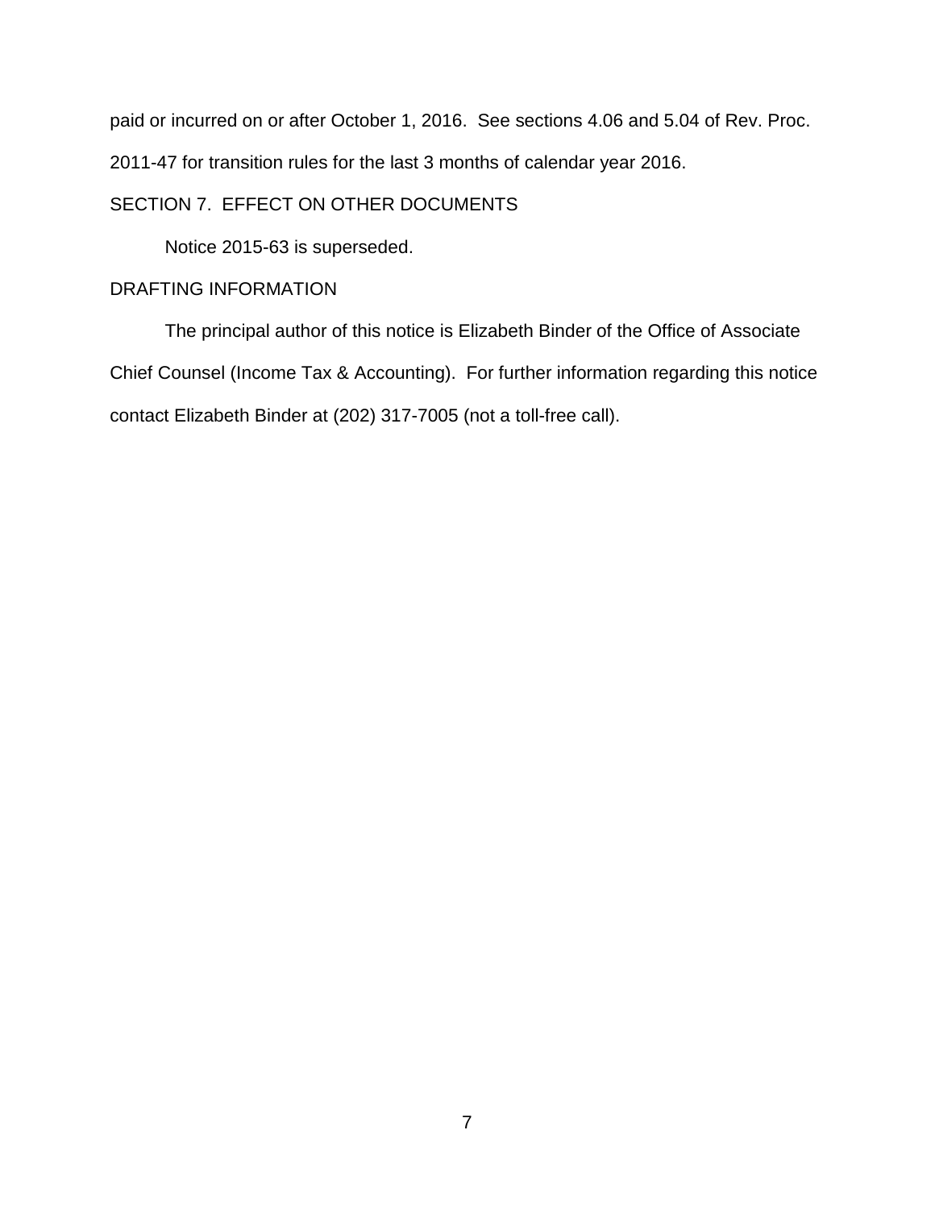paid or incurred on or after October 1, 2016. See sections 4.06 and 5.04 of Rev. Proc. 2011-47 for transition rules for the last 3 months of calendar year 2016.

## SECTION 7. EFFECT ON OTHER DOCUMENTS

Notice 2015-63 is superseded.

## DRAFTING INFORMATION

The principal author of this notice is Elizabeth Binder of the Office of Associate Chief Counsel (Income Tax & Accounting). For further information regarding this notice contact Elizabeth Binder at (202) 317-7005 (not a toll-free call).